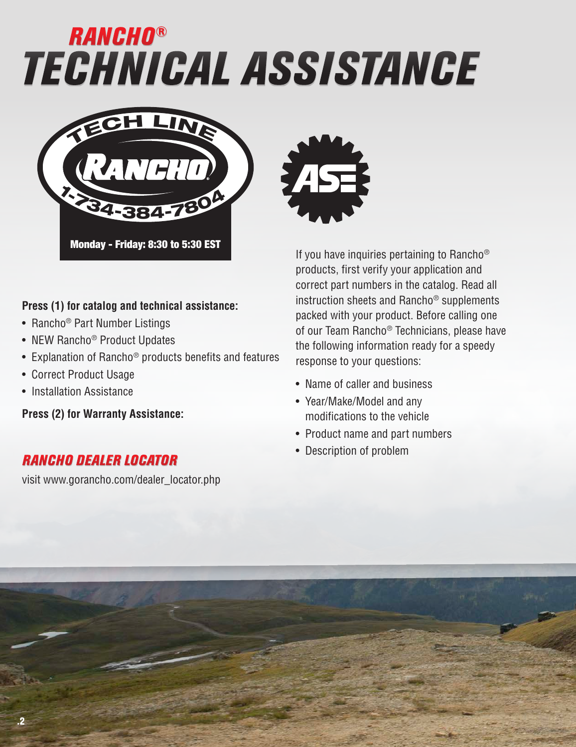# RANCHO®
# TECHNICAL ASSISTANCE

TECH LINE
RANCHO
1-734-384-7804

**Monday - Friday: 8:30 to 5:30 EST**

**Press (1) for catalog and technical assistance:**

- Rancho® Part Number Listings
- NEW Rancho® Product Updates
- Explanation of Rancho® products benefits and features
- Correct Product Usage
- Installation Assistance

**Press (2) for Warranty Assistance:**

## *RANCHO DEALER LOCATOR*

visit www.gorancho.com/dealer_locator.php

If you have inquiries pertaining to Rancho® products, first verify your application and correct part numbers in the catalog. Read all instruction sheets and Rancho® supplements packed with your product. Before calling one of our Team Rancho® Technicians, please have the following information ready for a speedy response to your questions:

- Name of caller and business
- Year/Make/Model and any modifications to the vehicle
- Product name and part numbers
- Description of problem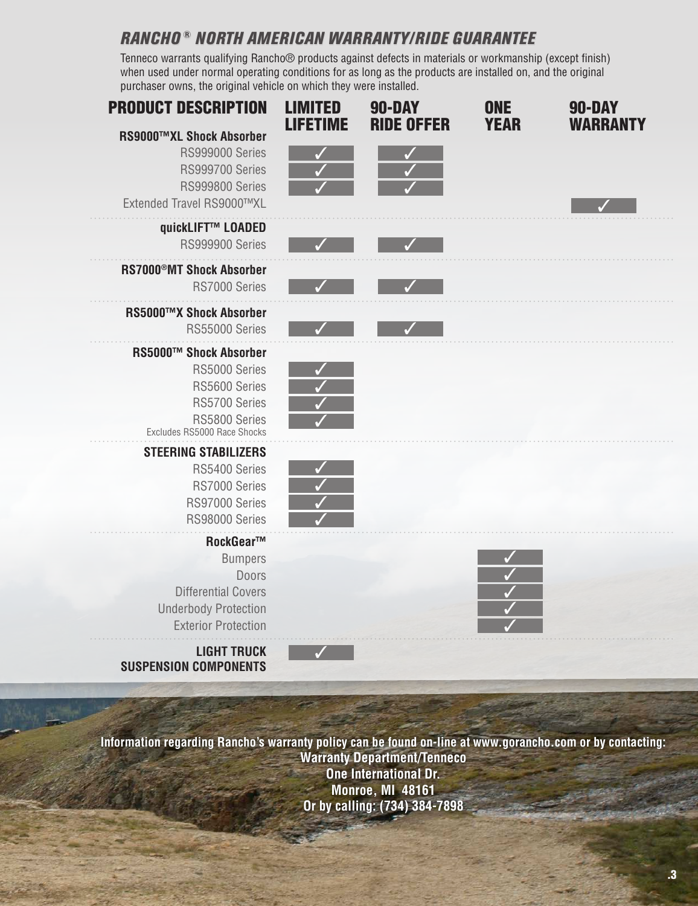## *RANCHO® NORTH AMERICAN WARRANTY/RIDE GUARANTEE*

Tenneco warrants qualifying Rancho® products against defects in materials or workmanship (except finish) when used under normal operating conditions for as long as the products are installed on, and the original purchaser owns, the original vehicle on which they were installed.

| PRODUCT DESCRIPTION | LIMITED LIFETIME | 90-DAY RIDE OFFER | ONE YEAR | 90-DAY WARRANTY |
|---|---|---|---|---|
| **RS9000™XL Shock Absorber** | | | | |
| RS999000 Series | ✓ | ✓ | | |
| RS999700 Series | ✓ | ✓ | | |
| RS999800 Series | ✓ | ✓ | | |
| Extended Travel RS9000™XL | | | | ✓ |
| **quickLIFT™ LOADED** | | | | |
| RS999900 Series | ✓ | ✓ | | |
| **RS7000®MT Shock Absorber** | | | | |
| RS7000 Series | ✓ | ✓ | | |
| **RS5000™X Shock Absorber** | | | | |
| RS55000 Series | ✓ | ✓ | | |
| **RS5000™ Shock Absorber** | | | | |
| RS5000 Series | ✓ | | | |
| RS5600 Series | ✓ | | | |
| RS5700 Series | ✓ | | | |
| RS5800 Series<br>Excludes RS5000 Race Shocks | ✓ | | | |
| **STEERING STABILIZERS** | | | | |
| RS5400 Series | ✓ | | | |
| RS7000 Series | ✓ | | | |
| RS97000 Series | ✓ | | | |
| RS98000 Series | ✓ | | | |
| **RockGear™** | | | | |
| Bumpers | | | ✓ | |
| Doors | | | ✓ | |
| Differential Covers | | | ✓ | |
| Underbody Protection | | | ✓ | |
| Exterior Protection | | | ✓ | |
| **LIGHT TRUCK SUSPENSION COMPONENTS** | ✓ | | | |

**Information regarding Rancho's warranty policy can be found on-line at www.gorancho.com or by contacting:**
**Warranty Department/Tenneco**
**One International Dr.**
**Monroe, MI 48161**
**Or by calling: (734) 384-7898**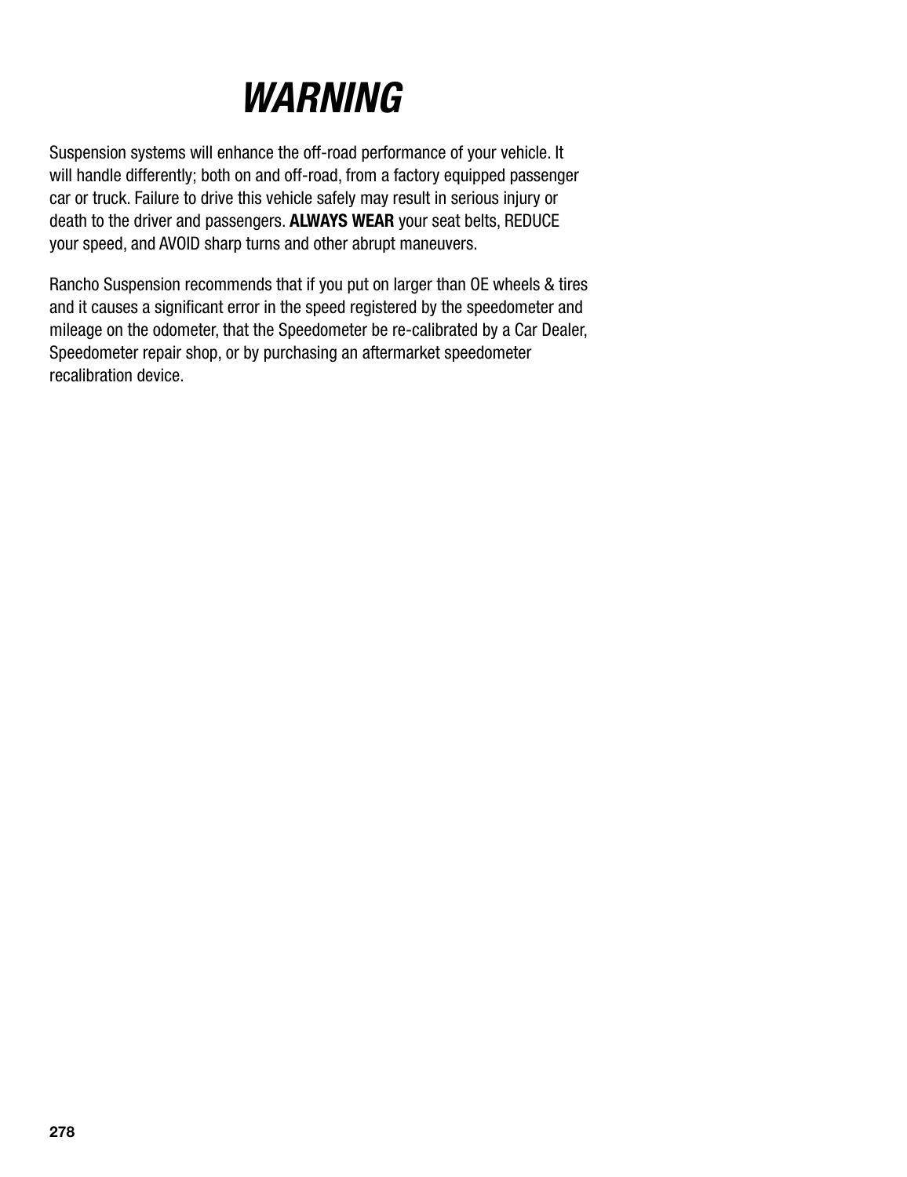# *WARNING*

Suspension systems will enhance the off-road performance of your vehicle. It will handle differently; both on and off-road, from a factory equipped passenger car or truck. Failure to drive this vehicle safely may result in serious injury or death to the driver and passengers. **ALWAYS WEAR** your seat belts, REDUCE your speed, and AVOID sharp turns and other abrupt maneuvers.

Rancho Suspension recommends that if you put on larger than OE wheels & tires and it causes a significant error in the speed registered by the speedometer and mileage on the odometer, that the Speedometer be re-calibrated by a Car Dealer, Speedometer repair shop, or by purchasing an aftermarket speedometer recalibration device.